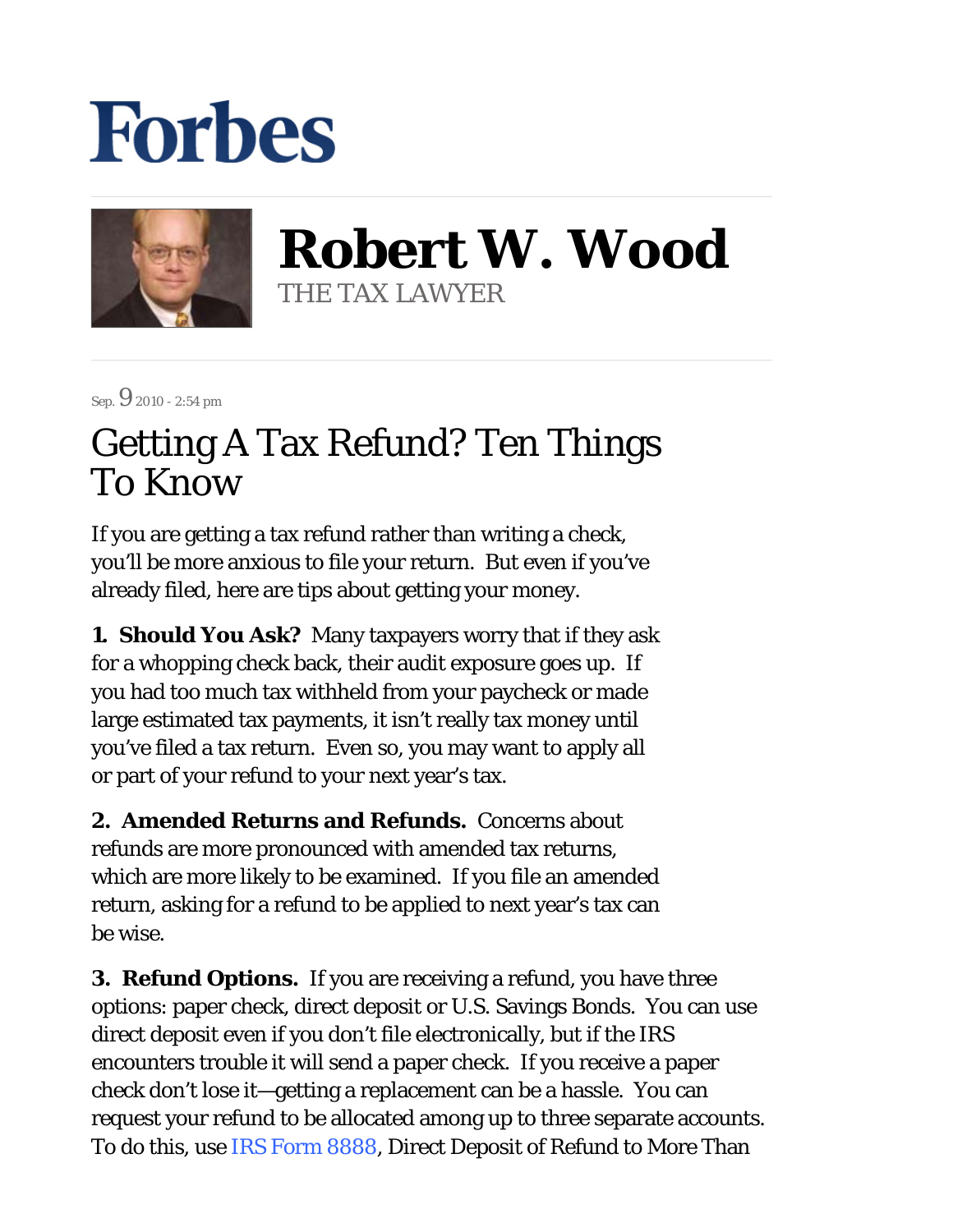# Forbes

## Robert W. Wood

THE TAX LAWYER

Sep. 9 2010 - 2:54 pm

# Getting A Tax Refund? Ten Things To Know

If you are getting a tax refund rather than writing a check, you'll be more anxious to file your return. But even if you've already filed, here are tips about getting your money.

**1. Should You Ask?** Many taxpayers worry that if they ask for a whopping check back, their audit exposure goes up. If you had too much tax withheld from your paycheck or made large estimated tax payments, it isn't really tax money until you've filed a tax return. Even so, you may want to apply all or part of your refund to your next year's tax.

**2. Amended Returns and Refunds.** Concerns about refunds are more pronounced with amended tax returns, which are more likely to be examined. If you file an amended return, asking for a refund to be applied to next year's tax can be wise.

**3. Refund Options.** If you are receiving a refund, you have three options: paper check, direct deposit or U.S. Savings Bonds. You can use direct deposit even if you don't file electronically, but if the IRS encounters trouble it will send a paper check. If you receive a paper check don't lose it—getting a replacement can be a hassle. You can request your refund to be allocated among up to three separate accounts. To do this, use IRS Form 8888, Direct Deposit of Refund to More Than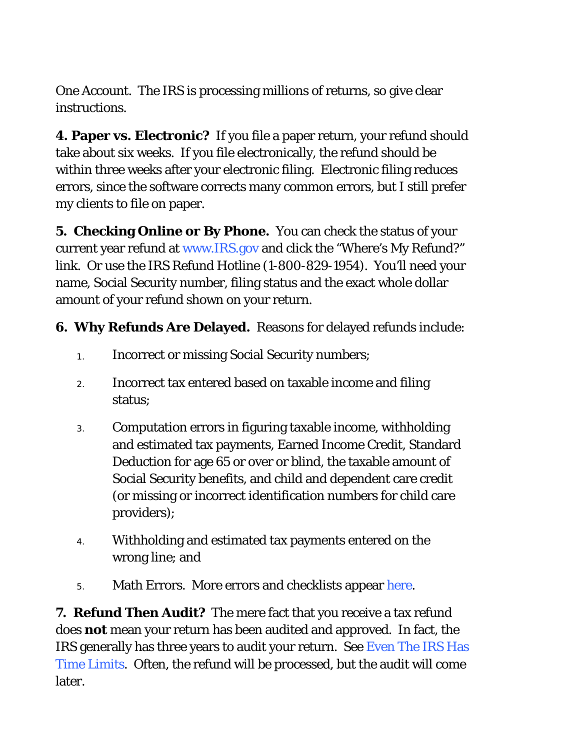One Account. The IRS is processing millions of returns, so give clear instructions.

**4. Paper vs. Electronic?** If you file a paper return, your refund should take about six weeks. If you file electronically, the refund should be within three weeks after your electronic filing. Electronic filing reduces errors, since the software corrects many common errors, but I still prefer my clients to file on paper.

**5. Checking Online or By Phone.** You can check the status of your current year refund at www.IRS.gov and click the "Where's My Refund?" link. Or use the IRS Refund Hotline (1-800-829-1954). You'll need your name, Social Security number, filing status and the exact whole dollar amount of your refund shown on your return.

**6. Why Refunds Are Delayed.** Reasons for delayed refunds include:

1. Incorrect or missing Social Security numbers;
2. Incorrect tax entered based on taxable income and filing status;
3. Computation errors in figuring taxable income, withholding and estimated tax payments, Earned Income Credit, Standard Deduction for age 65 or over or blind, the taxable amount of Social Security benefits, and child and dependent care credit (or missing or incorrect identification numbers for child care providers);
4. Withholding and estimated tax payments entered on the wrong line; and
5. Math Errors. More errors and checklists appear here.

**7. Refund Then Audit?** The mere fact that you receive a tax refund does **not** mean your return has been audited and approved. In fact, the IRS generally has three years to audit your return. See Even The IRS Has Time Limits. Often, the refund will be processed, but the audit will come later.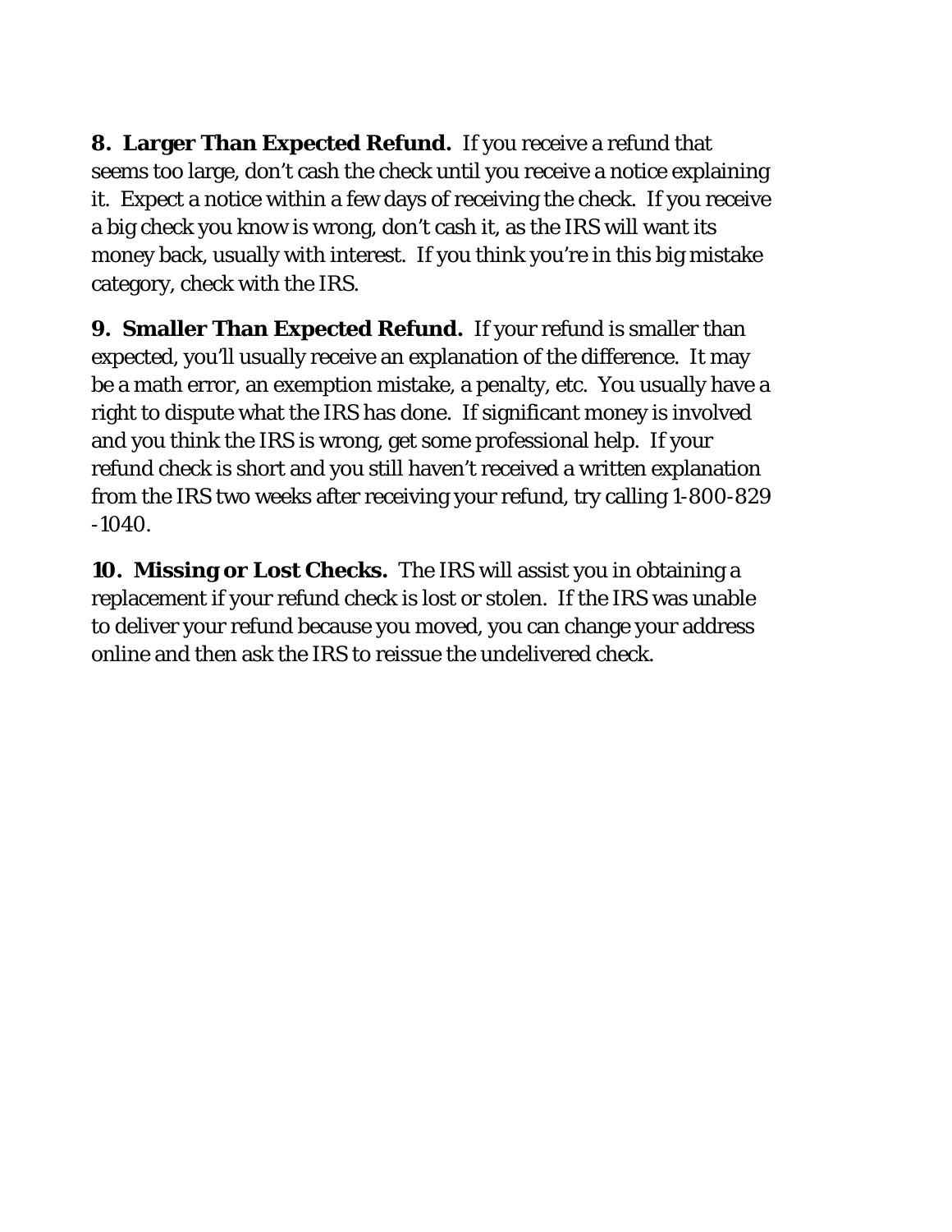**8. Larger Than Expected Refund.** If you receive a refund that seems too large, don't cash the check until you receive a notice explaining it. Expect a notice within a few days of receiving the check. If you receive a big check you know is wrong, don't cash it, as the IRS will want its money back, usually with interest. If you think you're in this big mistake category, check with the IRS.

**9. Smaller Than Expected Refund.** If your refund is smaller than expected, you'll usually receive an explanation of the difference. It may be a math error, an exemption mistake, a penalty, etc. You usually have a right to dispute what the IRS has done. If significant money is involved and you think the IRS is wrong, get some professional help. If your refund check is short and you still haven't received a written explanation from the IRS two weeks after receiving your refund, try calling 1-800-829-1040.

**10. Missing or Lost Checks.** The IRS will assist you in obtaining a replacement if your refund check is lost or stolen. If the IRS was unable to deliver your refund because you moved, you can change your address online and then ask the IRS to reissue the undelivered check.